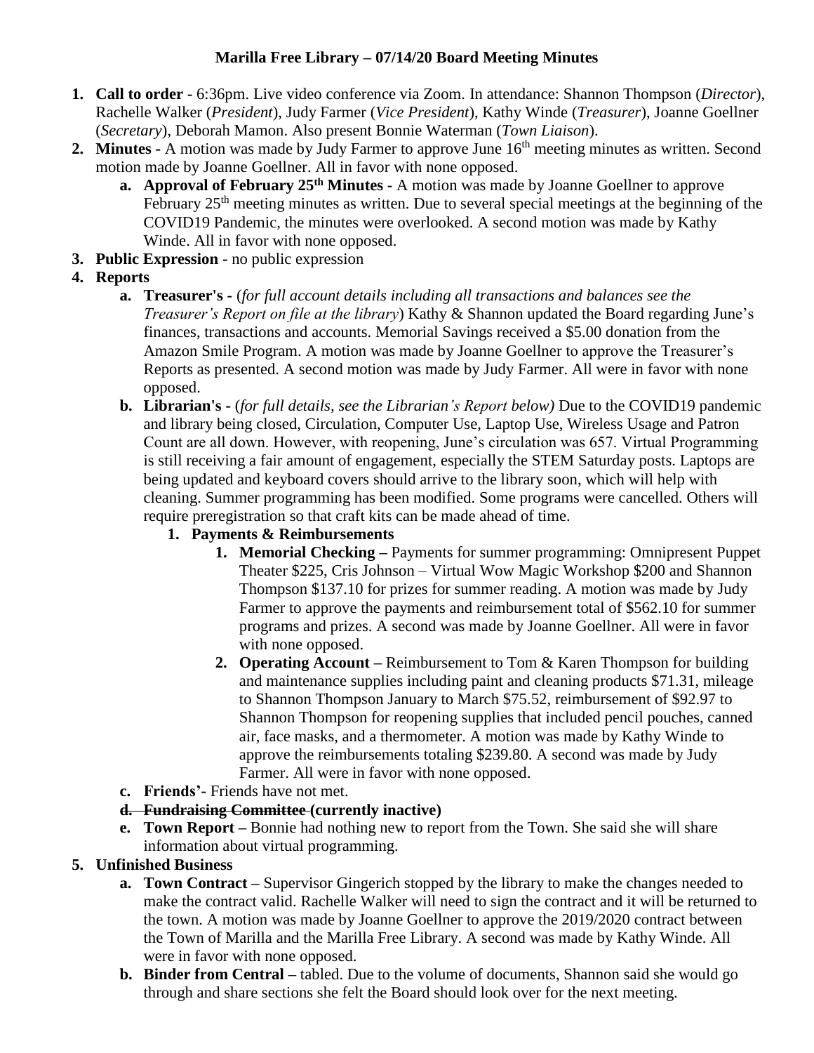# Marilla Free Library – 07/14/20 Board Meeting Minutes

1. **Call to order -** 6:36pm. Live video conference via Zoom. In attendance: Shannon Thompson (*Director*), Rachelle Walker (*President*), Judy Farmer (*Vice President*), Kathy Winde (*Treasurer*), Joanne Goellner (*Secretary*), Deborah Mamon. Also present Bonnie Waterman (*Town Liaison*).
2. **Minutes -** A motion was made by Judy Farmer to approve June 16th meeting minutes as written. Second motion made by Joanne Goellner. All in favor with none opposed.
   a. **Approval of February 25th Minutes -** A motion was made by Joanne Goellner to approve February 25th meeting minutes as written. Due to several special meetings at the beginning of the COVID19 Pandemic, the minutes were overlooked. A second motion was made by Kathy Winde. All in favor with none opposed.
3. **Public Expression -** no public expression
4. **Reports**
   a. **Treasurer's -** (*for full account details including all transactions and balances see the Treasurer's Report on file at the library*) Kathy & Shannon updated the Board regarding June's finances, transactions and accounts. Memorial Savings received a $5.00 donation from the Amazon Smile Program. A motion was made by Joanne Goellner to approve the Treasurer's Reports as presented. A second motion was made by Judy Farmer. All were in favor with none opposed.
   b. **Librarian's -** (*for full details, see the Librarian's Report below)* Due to the COVID19 pandemic and library being closed, Circulation, Computer Use, Laptop Use, Wireless Usage and Patron Count are all down. However, with reopening, June's circulation was 657. Virtual Programming is still receiving a fair amount of engagement, especially the STEM Saturday posts. Laptops are being updated and keyboard covers should arrive to the library soon, which will help with cleaning. Summer programming has been modified. Some programs were cancelled. Others will require preregistration so that craft kits can be made ahead of time.
      1. **Payments & Reimbursements**
         1. **Memorial Checking –** Payments for summer programming: Omnipresent Puppet Theater $225, Cris Johnson – Virtual Wow Magic Workshop $200 and Shannon Thompson $137.10 for prizes for summer reading. A motion was made by Judy Farmer to approve the payments and reimbursement total of $562.10 for summer programs and prizes. A second was made by Joanne Goellner. All were in favor with none opposed.
         2. **Operating Account –** Reimbursement to Tom & Karen Thompson for building and maintenance supplies including paint and cleaning products $71.31, mileage to Shannon Thompson January to March $75.52, reimbursement of $92.97 to Shannon Thompson for reopening supplies that included pencil pouches, canned air, face masks, and a thermometer. A motion was made by Kathy Winde to approve the reimbursements totaling $239.80. A second was made by Judy Farmer. All were in favor with none opposed.
   c. **Friends'-** Friends have not met.
   d. ~~**Fundraising Committee**~~ **(currently inactive)**
   e. **Town Report –** Bonnie had nothing new to report from the Town. She said she will share information about virtual programming.
5. **Unfinished Business**
   a. **Town Contract –** Supervisor Gingerich stopped by the library to make the changes needed to make the contract valid. Rachelle Walker will need to sign the contract and it will be returned to the town. A motion was made by Joanne Goellner to approve the 2019/2020 contract between the Town of Marilla and the Marilla Free Library. A second was made by Kathy Winde. All were in favor with none opposed.
   b. **Binder from Central –** tabled. Due to the volume of documents, Shannon said she would go through and share sections she felt the Board should look over for the next meeting.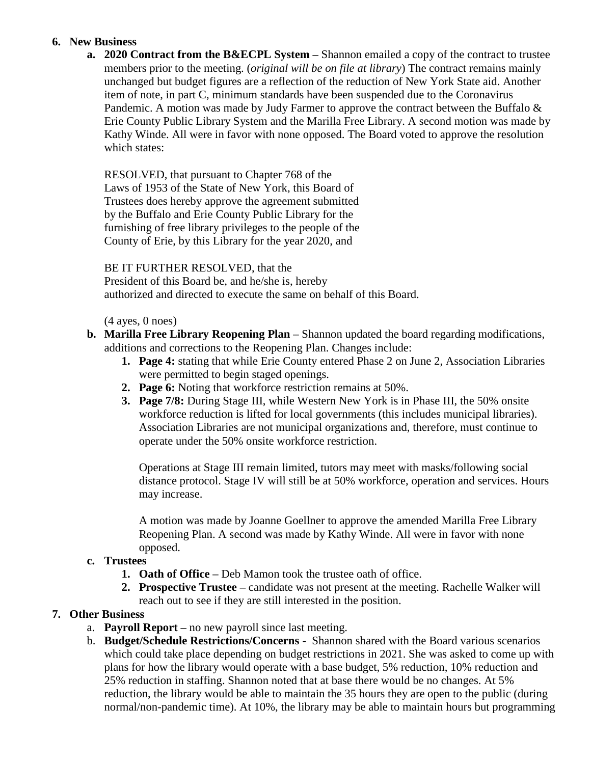6. **New Business**
   a. **2020 Contract from the B&ECPL System –** Shannon emailed a copy of the contract to trustee members prior to the meeting. (*original will be on file at library*) The contract remains mainly unchanged but budget figures are a reflection of the reduction of New York State aid. Another item of note, in part C, minimum standards have been suspended due to the Coronavirus Pandemic. A motion was made by Judy Farmer to approve the contract between the Buffalo & Erie County Public Library System and the Marilla Free Library. A second motion was made by Kathy Winde. All were in favor with none opposed. The Board voted to approve the resolution which states:

      RESOLVED, that pursuant to Chapter 768 of the Laws of 1953 of the State of New York, this Board of Trustees does hereby approve the agreement submitted by the Buffalo and Erie County Public Library for the furnishing of free library privileges to the people of the County of Erie, by this Library for the year 2020, and

      BE IT FURTHER RESOLVED, that the President of this Board be, and he/she is, hereby authorized and directed to execute the same on behalf of this Board.

      (4 ayes, 0 noes)

   b. **Marilla Free Library Reopening Plan –** Shannon updated the board regarding modifications, additions and corrections to the Reopening Plan. Changes include:
      1. **Page 4:** stating that while Erie County entered Phase 2 on June 2, Association Libraries were permitted to begin staged openings.
      2. **Page 6:** Noting that workforce restriction remains at 50%.
      3. **Page 7/8:** During Stage III, while Western New York is in Phase III, the 50% onsite workforce reduction is lifted for local governments (this includes municipal libraries). Association Libraries are not municipal organizations and, therefore, must continue to operate under the 50% onsite workforce restriction.

         Operations at Stage III remain limited, tutors may meet with masks/following social distance protocol. Stage IV will still be at 50% workforce, operation and services. Hours may increase.

         A motion was made by Joanne Goellner to approve the amended Marilla Free Library Reopening Plan. A second was made by Kathy Winde. All were in favor with none opposed.

   c. **Trustees**
      1. **Oath of Office –** Deb Mamon took the trustee oath of office.
      2. **Prospective Trustee –** candidate was not present at the meeting. Rachelle Walker will reach out to see if they are still interested in the position.

7. **Other Business**
   a. **Payroll Report –** no new payroll since last meeting.
   b. **Budget/Schedule Restrictions/Concerns -** Shannon shared with the Board various scenarios which could take place depending on budget restrictions in 2021. She was asked to come up with plans for how the library would operate with a base budget, 5% reduction, 10% reduction and 25% reduction in staffing. Shannon noted that at base there would be no changes. At 5% reduction, the library would be able to maintain the 35 hours they are open to the public (during normal/non-pandemic time). At 10%, the library may be able to maintain hours but programming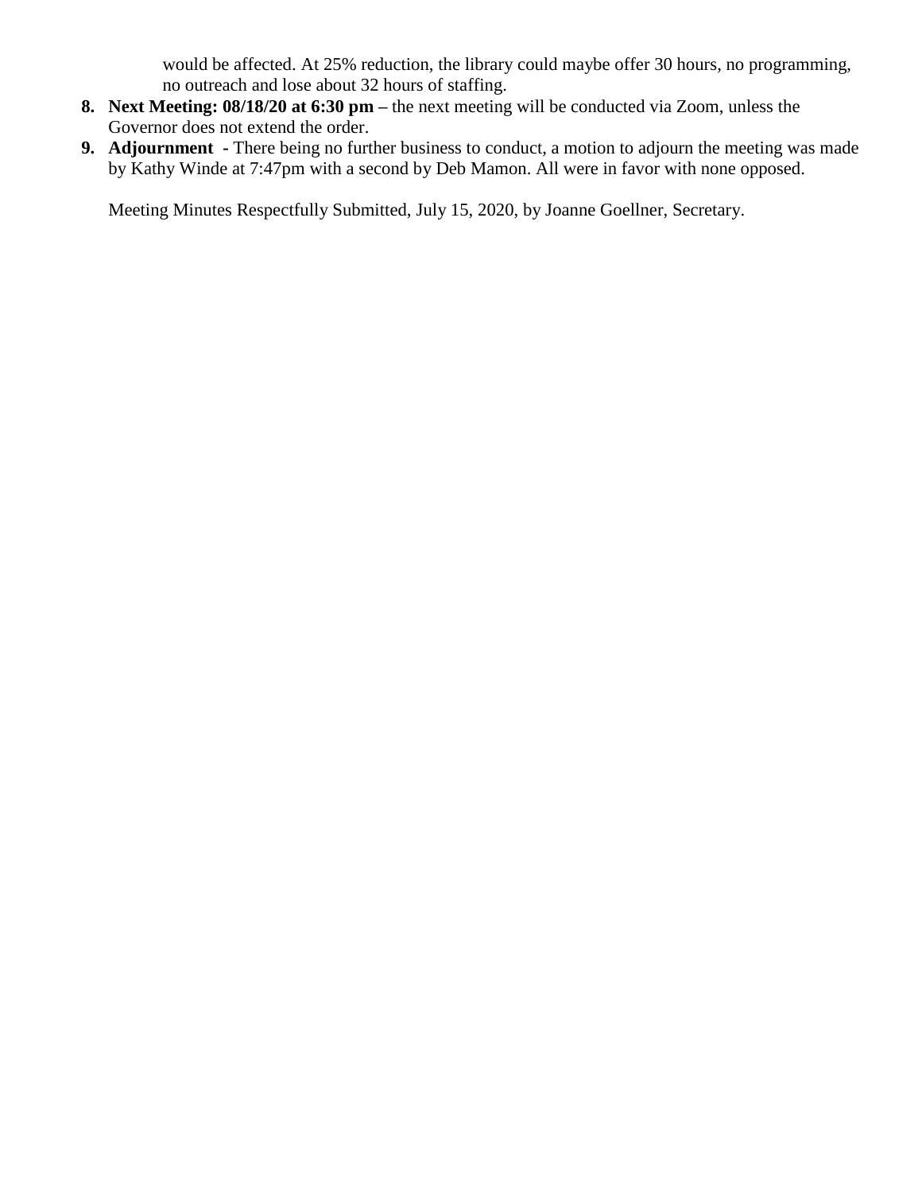would be affected. At 25% reduction, the library could maybe offer 30 hours, no programming, no outreach and lose about 32 hours of staffing.

8. **Next Meeting: 08/18/20 at 6:30 pm** – the next meeting will be conducted via Zoom, unless the Governor does not extend the order.
9. **Adjournment** - There being no further business to conduct, a motion to adjourn the meeting was made by Kathy Winde at 7:47pm with a second by Deb Mamon. All were in favor with none opposed.

Meeting Minutes Respectfully Submitted, July 15, 2020, by Joanne Goellner, Secretary.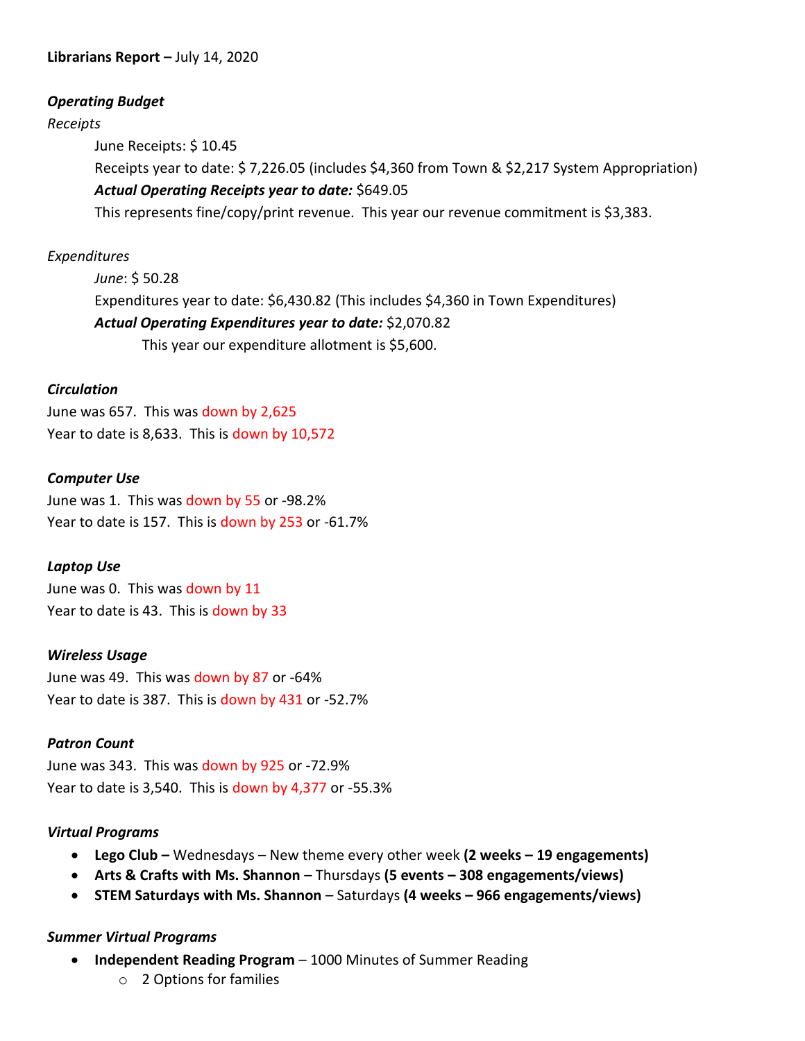**Librarians Report –** July 14, 2020

***Operating Budget***

*Receipts*

June Receipts: $ 10.45

Receipts year to date: $ 7,226.05 (includes $4,360 from Town & $2,217 System Appropriation)

***Actual Operating Receipts year to date:*** $649.05

This represents fine/copy/print revenue. This year our revenue commitment is $3,383.

*Expenditures*

*June*: $ 50.28

Expenditures year to date: $6,430.82 (This includes $4,360 in Town Expenditures)

***Actual Operating Expenditures year to date:*** $2,070.82

This year our expenditure allotment is $5,600.

***Circulation***

June was 657. This was down by 2,625

Year to date is 8,633. This is down by 10,572

***Computer Use***

June was 1. This was down by 55 or -98.2%

Year to date is 157. This is down by 253 or -61.7%

***Laptop Use***

June was 0. This was down by 11

Year to date is 43. This is down by 33

***Wireless Usage***

June was 49. This was down by 87 or -64%

Year to date is 387. This is down by 431 or -52.7%

***Patron Count***

June was 343. This was down by 925 or -72.9%

Year to date is 3,540. This is down by 4,377 or -55.3%

***Virtual Programs***

- **Lego Club –** Wednesdays – New theme every other week **(2 weeks – 19 engagements)**
- **Arts & Crafts with Ms. Shannon** – Thursdays **(5 events – 308 engagements/views)**
- **STEM Saturdays with Ms. Shannon** – Saturdays **(4 weeks – 966 engagements/views)**

***Summer Virtual Programs***

- **Independent Reading Program** – 1000 Minutes of Summer Reading
  - 2 Options for families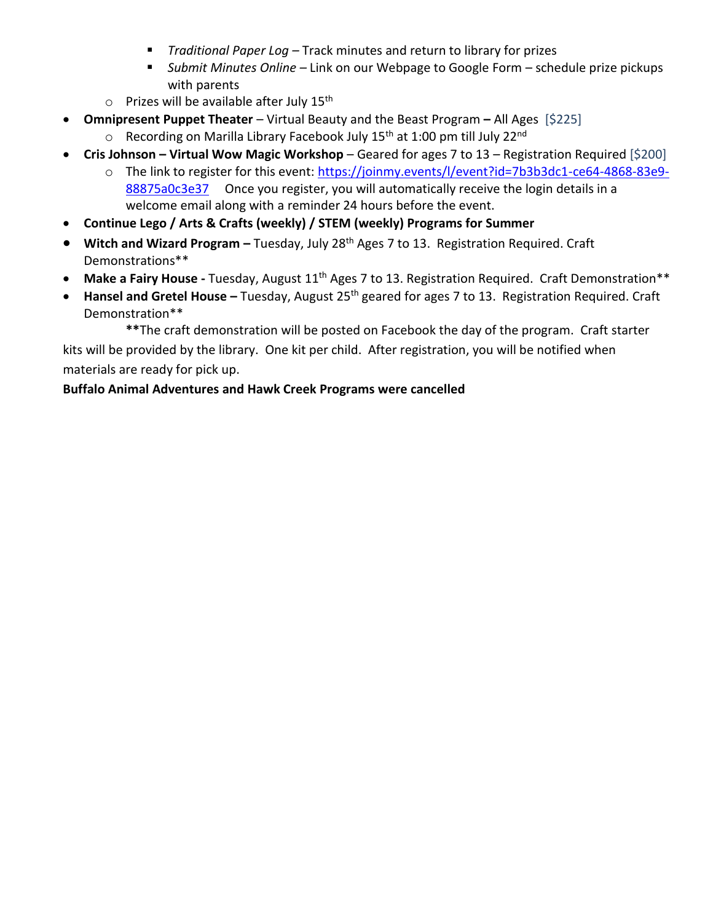- *Traditional Paper Log* – Track minutes and return to library for prizes
        - *Submit Minutes Online* – Link on our Webpage to Google Form – schedule prize pickups with parents
    - Prizes will be available after July 15th
- **Omnipresent Puppet Theater** – Virtual Beauty and the Beast Program **–** All Ages [$225]
    - Recording on Marilla Library Facebook July 15th at 1:00 pm till July 22nd
- **Cris Johnson – Virtual Wow Magic Workshop** – Geared for ages 7 to 13 – Registration Required [$200]
    - The link to register for this event: https://joinmy.events/l/event?id=7b3b3dc1-ce64-4868-83e9-88875a0c3e37 Once you register, you will automatically receive the login details in a welcome email along with a reminder 24 hours before the event.
- **Continue Lego / Arts & Crafts (weekly) / STEM (weekly) Programs for Summer**
- **Witch and Wizard Program –** Tuesday, July 28th Ages 7 to 13. Registration Required. Craft Demonstrations**
- **Make a Fairy House -** Tuesday, August 11th Ages 7 to 13. Registration Required. Craft Demonstration**
- **Hansel and Gretel House –** Tuesday, August 25th geared for ages 7 to 13. Registration Required. Craft Demonstration**

**The craft demonstration will be posted on Facebook the day of the program. Craft starter kits will be provided by the library. One kit per child. After registration, you will be notified when materials are ready for pick up.

**Buffalo Animal Adventures and Hawk Creek Programs were cancelled**